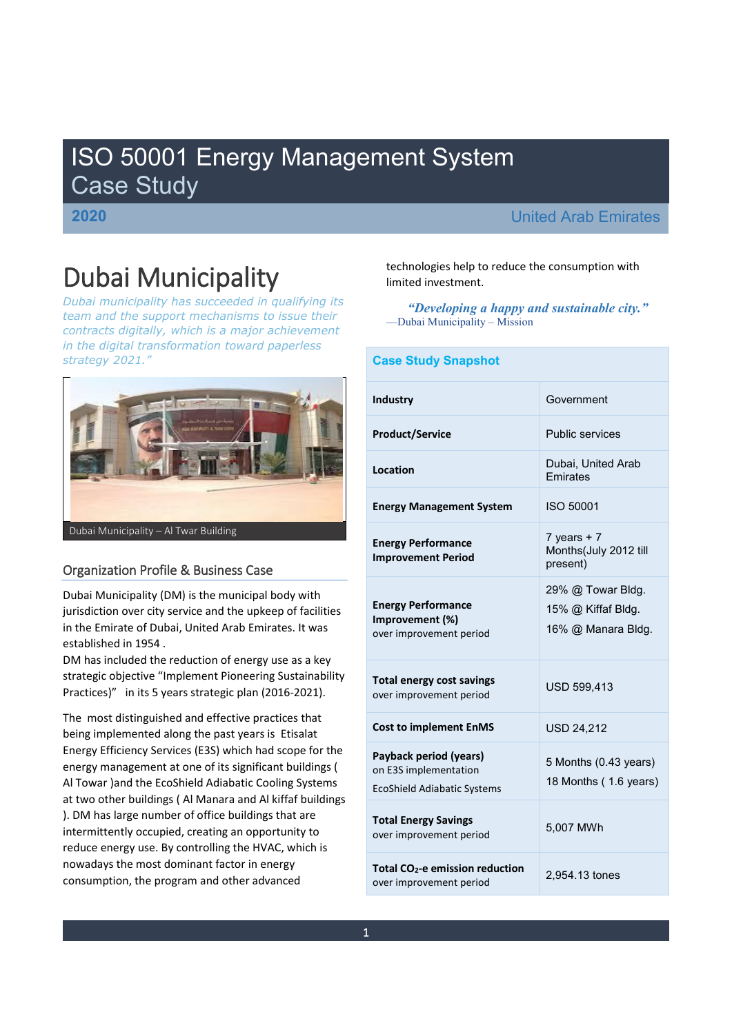# ISO 50001 Energy Management System Case Study

**2020** United Arab Emirates

# Dubai Municipality

*Dubai municipality has succeeded in qualifying its team and the support mechanisms to issue their contracts digitally, which is a major achievement in the digital transformation toward paperless strategy 2021."*

Dubai Municipality – Al Twar Building

## Organization Profile & Business Case

Dubai Municipality (DM) is the municipal body with jurisdiction over city service and the upkeep of facilities in the Emirate of Dubai, United Arab Emirates. It was established in 1954 .
DM has included the reduction of energy use as a key strategic objective "Implement Pioneering Sustainability Practices)" in its 5 years strategic plan (2016-2021).

The most distinguished and effective practices that being implemented along the past years is Etisalat Energy Efficiency Services (E3S) which had scope for the energy management at one of its significant buildings ( Al Towar )and the EcoShield Adiabatic Cooling Systems at two other buildings ( Al Manara and Al kiffaf buildings ). DM has large number of office buildings that are intermittently occupied, creating an opportunity to reduce energy use. By controlling the HVAC, which is nowadays the most dominant factor in energy consumption, the program and other advanced technologies help to reduce the consumption with limited investment.

*"Developing a happy and sustainable city."*
—Dubai Municipality – Mission

| Case Study Snapshot | |
|---|---|
| **Industry** | Government |
| **Product/Service** | Public services |
| **Location** | Dubai, United Arab Emirates |
| **Energy Management System** | ISO 50001 |
| **Energy Performance Improvement Period** | 7 years + 7 Months(July 2012 till present) |
| **Energy Performance Improvement (%)** over improvement period | 29% @ Towar Bldg.<br>15% @ Kiffaf Bldg.<br>16% @ Manara Bldg. |
| **Total energy cost savings** over improvement period | USD 599,413 |
| **Cost to implement EnMS** | USD 24,212 |
| **Payback period (years)** on E3S implementation<br>EcoShield Adiabatic Systems | 5 Months (0.43 years)<br>18 Months ( 1.6 years) |
| **Total Energy Savings** over improvement period | 5,007 MWh |
| **Total $CO_2$-e emission reduction** over improvement period | 2,954.13 tones |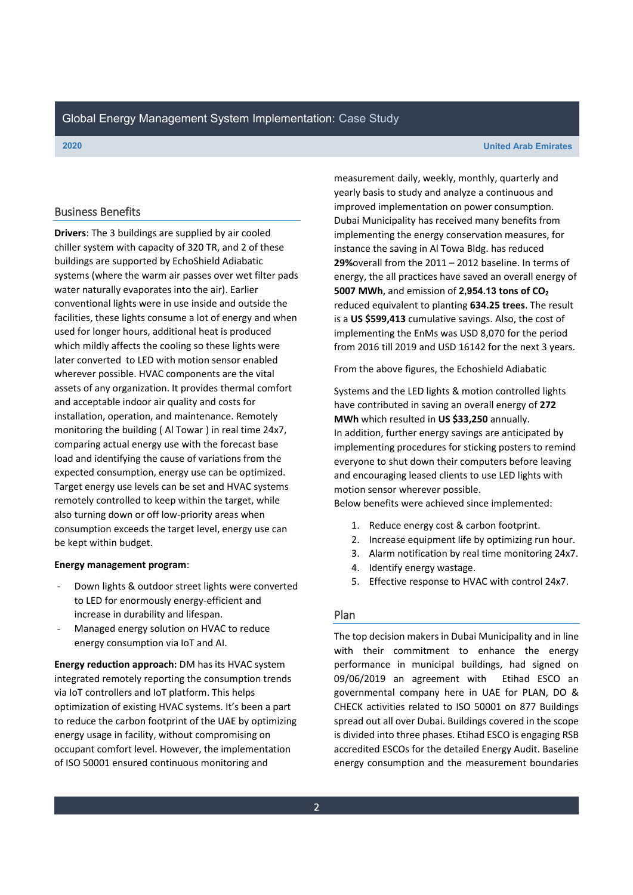## Business Benefits

**Drivers**: The 3 buildings are supplied by air cooled chiller system with capacity of 320 TR, and 2 of these buildings are supported by EchoShield Adiabatic systems (where the warm air passes over wet filter pads water naturally evaporates into the air). Earlier conventional lights were in use inside and outside the facilities, these lights consume a lot of energy and when used for longer hours, additional heat is produced which mildly affects the cooling so these lights were later converted to LED with motion sensor enabled wherever possible. HVAC components are the vital assets of any organization. It provides thermal comfort and acceptable indoor air quality and costs for installation, operation, and maintenance. Remotely monitoring the building ( Al Towar ) in real time 24x7, comparing actual energy use with the forecast base load and identifying the cause of variations from the expected consumption, energy use can be optimized. Target energy use levels can be set and HVAC systems remotely controlled to keep within the target, while also turning down or off low-priority areas when consumption exceeds the target level, energy use can be kept within budget.

**Energy management program**:

- Down lights & outdoor street lights were converted to LED for enormously energy-efficient and increase in durability and lifespan.
- Managed energy solution on HVAC to reduce energy consumption via IoT and AI.

**Energy reduction approach:** DM has its HVAC system integrated remotely reporting the consumption trends via IoT controllers and IoT platform. This helps optimization of existing HVAC systems. It's been a part to reduce the carbon footprint of the UAE by optimizing energy usage in facility, without compromising on occupant comfort level. However, the implementation of ISO 50001 ensured continuous monitoring and measurement daily, weekly, monthly, quarterly and yearly basis to study and analyze a continuous and improved implementation on power consumption. Dubai Municipality has received many benefits from implementing the energy conservation measures, for instance the saving in Al Towa Bldg. has reduced **29%**overall from the 2011 – 2012 baseline. In terms of energy, the all practices have saved an overall energy of **5007 MWh**, and emission of **2,954.13 tons of $CO_2$** reduced equivalent to planting **634.25 trees**. The result is a **US $599,413** cumulative savings. Also, the cost of implementing the EnMs was USD 8,070 for the period from 2016 till 2019 and USD 16142 for the next 3 years.

From the above figures, the Echoshield Adiabatic

Systems and the LED lights & motion controlled lights have contributed in saving an overall energy of **272 MWh** which resulted in **US $33,250** annually.

In addition, further energy savings are anticipated by implementing procedures for sticking posters to remind everyone to shut down their computers before leaving and encouraging leased clients to use LED lights with motion sensor wherever possible.

Below benefits were achieved since implemented:

1. Reduce energy cost & carbon footprint.
2. Increase equipment life by optimizing run hour.
3. Alarm notification by real time monitoring 24x7.
4. Identify energy wastage.
5. Effective response to HVAC with control 24x7.

## Plan

The top decision makers in Dubai Municipality and in line with their commitment to enhance the energy performance in municipal buildings, had signed on 09/06/2019 an agreement with Etihad ESCO an governmental company here in UAE for PLAN, DO & CHECK activities related to ISO 50001 on 877 Buildings spread out all over Dubai. Buildings covered in the scope is divided into three phases. Etihad ESCO is engaging RSB accredited ESCOs for the detailed Energy Audit. Baseline energy consumption and the measurement boundaries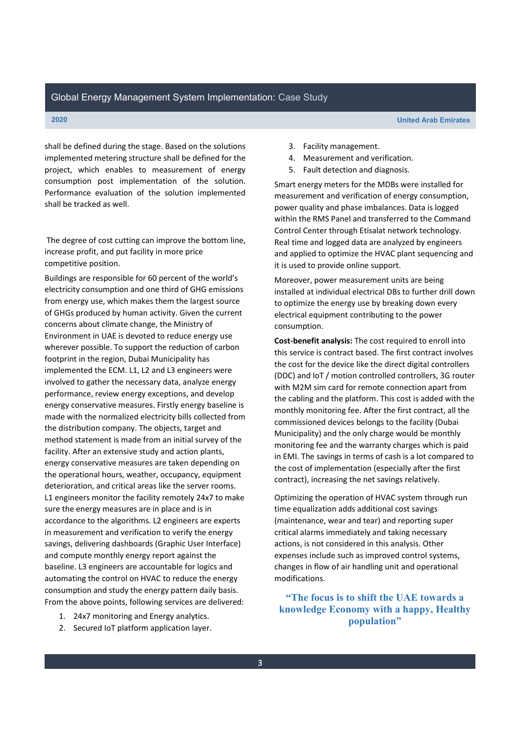shall be defined during the stage. Based on the solutions implemented metering structure shall be defined for the project, which enables to measurement of energy consumption post implementation of the solution. Performance evaluation of the solution implemented shall be tracked as well.

The degree of cost cutting can improve the bottom line, increase profit, and put facility in more price competitive position.

Buildings are responsible for 60 percent of the world's electricity consumption and one third of GHG emissions from energy use, which makes them the largest source of GHGs produced by human activity. Given the current concerns about climate change, the Ministry of Environment in UAE is devoted to reduce energy use wherever possible. To support the reduction of carbon footprint in the region, Dubai Municipality has implemented the ECM. L1, L2 and L3 engineers were involved to gather the necessary data, analyze energy performance, review energy exceptions, and develop energy conservative measures. Firstly energy baseline is made with the normalized electricity bills collected from the distribution company. The objects, target and method statement is made from an initial survey of the facility. After an extensive study and action plants, energy conservative measures are taken depending on the operational hours, weather, occupancy, equipment deterioration, and critical areas like the server rooms. L1 engineers monitor the facility remotely 24x7 to make sure the energy measures are in place and is in accordance to the algorithms. L2 engineers are experts in measurement and verification to verify the energy savings, delivering dashboards (Graphic User Interface) and compute monthly energy report against the baseline. L3 engineers are accountable for logics and automating the control on HVAC to reduce the energy consumption and study the energy pattern daily basis. From the above points, following services are delivered:

1. 24x7 monitoring and Energy analytics.
2. Secured IoT platform application layer.
3. Facility management.
4. Measurement and verification.
5. Fault detection and diagnosis.

Smart energy meters for the MDBs were installed for measurement and verification of energy consumption, power quality and phase imbalances. Data is logged within the RMS Panel and transferred to the Command Control Center through Etisalat network technology. Real time and logged data are analyzed by engineers and applied to optimize the HVAC plant sequencing and it is used to provide online support.

Moreover, power measurement units are being installed at individual electrical DBs to further drill down to optimize the energy use by breaking down every electrical equipment contributing to the power consumption.

**Cost-benefit analysis:** The cost required to enroll into this service is contract based. The first contract involves the cost for the device like the direct digital controllers (DDC) and IoT / motion controlled controllers, 3G router with M2M sim card for remote connection apart from the cabling and the platform. This cost is added with the monthly monitoring fee. After the first contract, all the commissioned devices belongs to the facility (Dubai Municipality) and the only charge would be monthly monitoring fee and the warranty charges which is paid in EMI. The savings in terms of cash is a lot compared to the cost of implementation (especially after the first contract), increasing the net savings relatively.

Optimizing the operation of HVAC system through run time equalization adds additional cost savings (maintenance, wear and tear) and reporting super critical alarms immediately and taking necessary actions, is not considered in this analysis. Other expenses include such as improved control systems, changes in flow of air handling unit and operational modifications.

**"The focus is to shift the UAE towards a knowledge Economy with a happy, Healthy population"**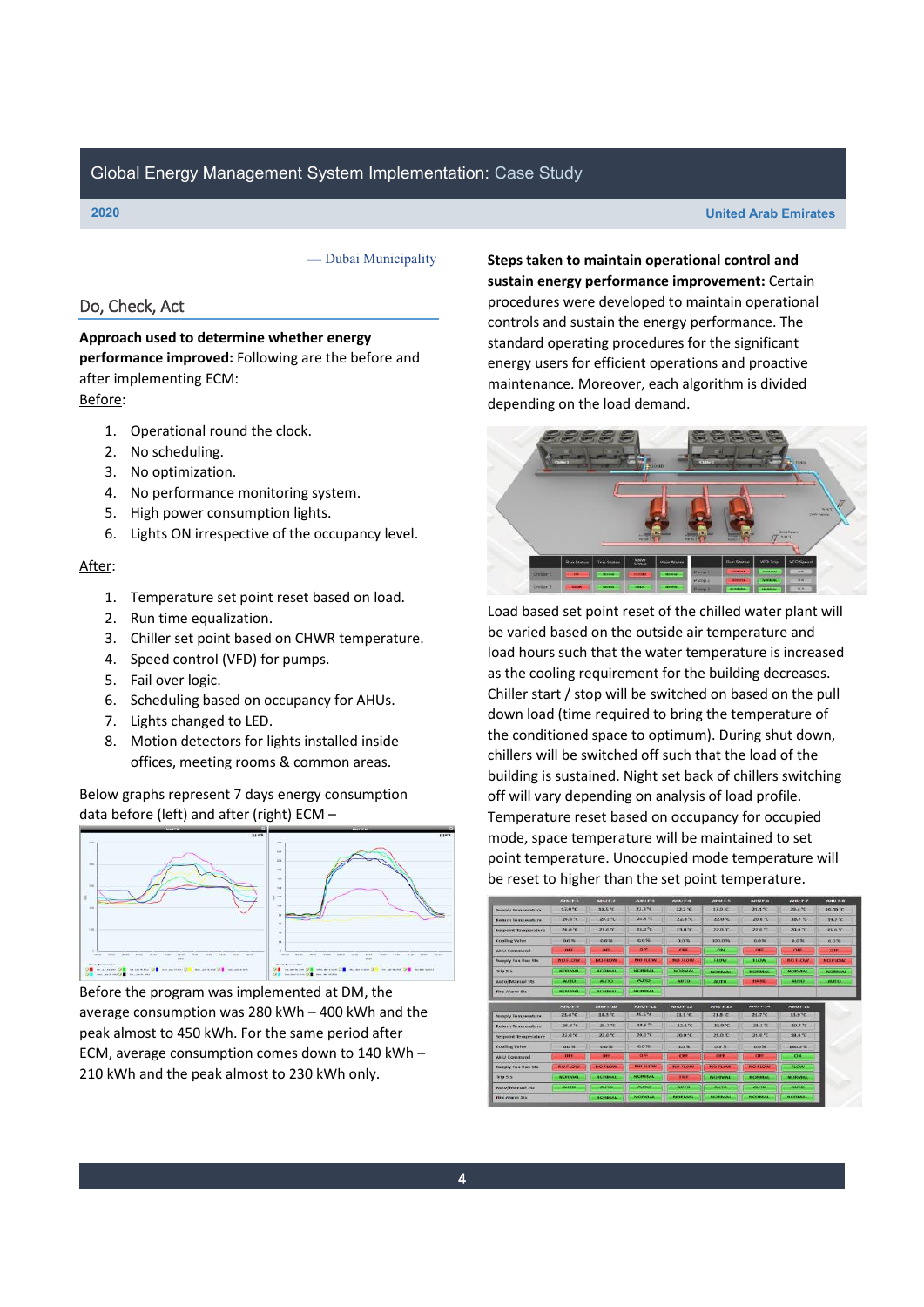— Dubai Municipality

## Do, Check, Act

**Approach used to determine whether energy performance improved:** Following are the before and after implementing ECM:

Before:

1. Operational round the clock.
2. No scheduling.
3. No optimization.
4. No performance monitoring system.
5. High power consumption lights.
6. Lights ON irrespective of the occupancy level.

After:

1. Temperature set point reset based on load.
2. Run time equalization.
3. Chiller set point based on CHWR temperature.
4. Speed control (VFD) for pumps.
5. Fail over logic.
6. Scheduling based on occupancy for AHUs.
7. Lights changed to LED.
8. Motion detectors for lights installed inside offices, meeting rooms & common areas.

Below graphs represent 7 days energy consumption data before (left) and after (right) ECM –

Before the program was implemented at DM, the average consumption was 280 kWh – 400 kWh and the peak almost to 450 kWh. For the same period after ECM, average consumption comes down to 140 kWh – 210 kWh and the peak almost to 230 kWh only.

**Steps taken to maintain operational control and sustain energy performance improvement:** Certain procedures were developed to maintain operational controls and sustain the energy performance. The standard operating procedures for the significant energy users for efficient operations and proactive maintenance. Moreover, each algorithm is divided depending on the load demand.

Load based set point reset of the chilled water plant will be varied based on the outside air temperature and load hours such that the water temperature is increased as the cooling requirement for the building decreases. Chiller start / stop will be switched on based on the pull down load (time required to bring the temperature of the conditioned space to optimum). During shut down, chillers will be switched off such that the load of the building is sustained. Night set back of chillers switching off will vary depending on analysis of load profile. Temperature reset based on occupancy for occupied mode, space temperature will be maintained to set point temperature. Unoccupied mode temperature will be reset to higher than the set point temperature.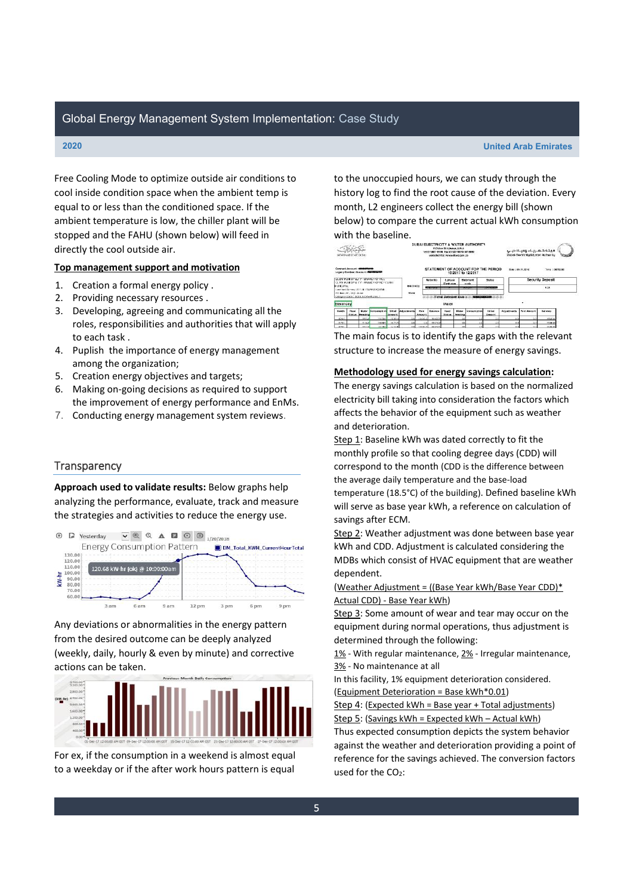Free Cooling Mode to optimize outside air conditions to cool inside condition space when the ambient temp is equal to or less than the conditioned space. If the ambient temperature is low, the chiller plant will be stopped and the FAHU (shown below) will feed in directly the cool outside air.

**Top management support and motivation**

1. Creation a formal energy policy .
2. Providing necessary resources .
3. Developing, agreeing and communicating all the roles, responsibilities and authorities that will apply to each task .
4. Puplish the importance of energy management among the organization;
5. Creation energy objectives and targets;
6. Making on-going decisions as required to support the improvement of energy performance and EnMs.
7. Conducting energy management system reviews.

## Transparency

**Approach used to validate results:** Below graphs help analyzing the performance, evaluate, track and measure the strategies and activities to reduce the energy use.

Any deviations or abnormalities in the energy pattern from the desired outcome can be deeply analyzed (weekly, daily, hourly & even by minute) and corrective actions can be taken.

For ex, if the consumption in a weekend is almost equal to a weekday or if the after work hours pattern is equal to the unoccupied hours, we can study through the history log to find the root cause of the deviation. Every month, L2 engineers collect the energy bill (shown below) to compare the current actual kWh consumption with the baseline.

The main focus is to identify the gaps with the relevant structure to increase the measure of energy savings.

**Methodology used for energy savings calculation:**

The energy savings calculation is based on the normalized electricity bill taking into consideration the factors which affects the behavior of the equipment such as weather and deterioration.

Step 1: Baseline kWh was dated correctly to fit the monthly profile so that cooling degree days (CDD) will correspond to the month (CDD is the difference between the average daily temperature and the base-load temperature (18.5°C) of the building). Defined baseline kWh will serve as base year kWh, a reference on calculation of savings after ECM.

Step 2: Weather adjustment was done between base year kWh and CDD. Adjustment is calculated considering the MDBs which consist of HVAC equipment that are weather dependent.

(Weather Adjustment = ((Base Year kWh/Base Year CDD)* Actual CDD) - Base Year kWh)

Step 3: Some amount of wear and tear may occur on the equipment during normal operations, thus adjustment is determined through the following:

1% - With regular maintenance, 2% - Irregular maintenance, 3% - No maintenance at all

In this facility, 1% equipment deterioration considered.

(Equipment Deterioration = Base kWh*0.01)

Step 4: (Expected kWh = Base year + Total adjustments)

Step 5: (Savings kWh = Expected kWh – Actual kWh)

Thus expected consumption depicts the system behavior against the weather and deterioration providing a point of reference for the savings achieved. The conversion factors used for the $CO_2$: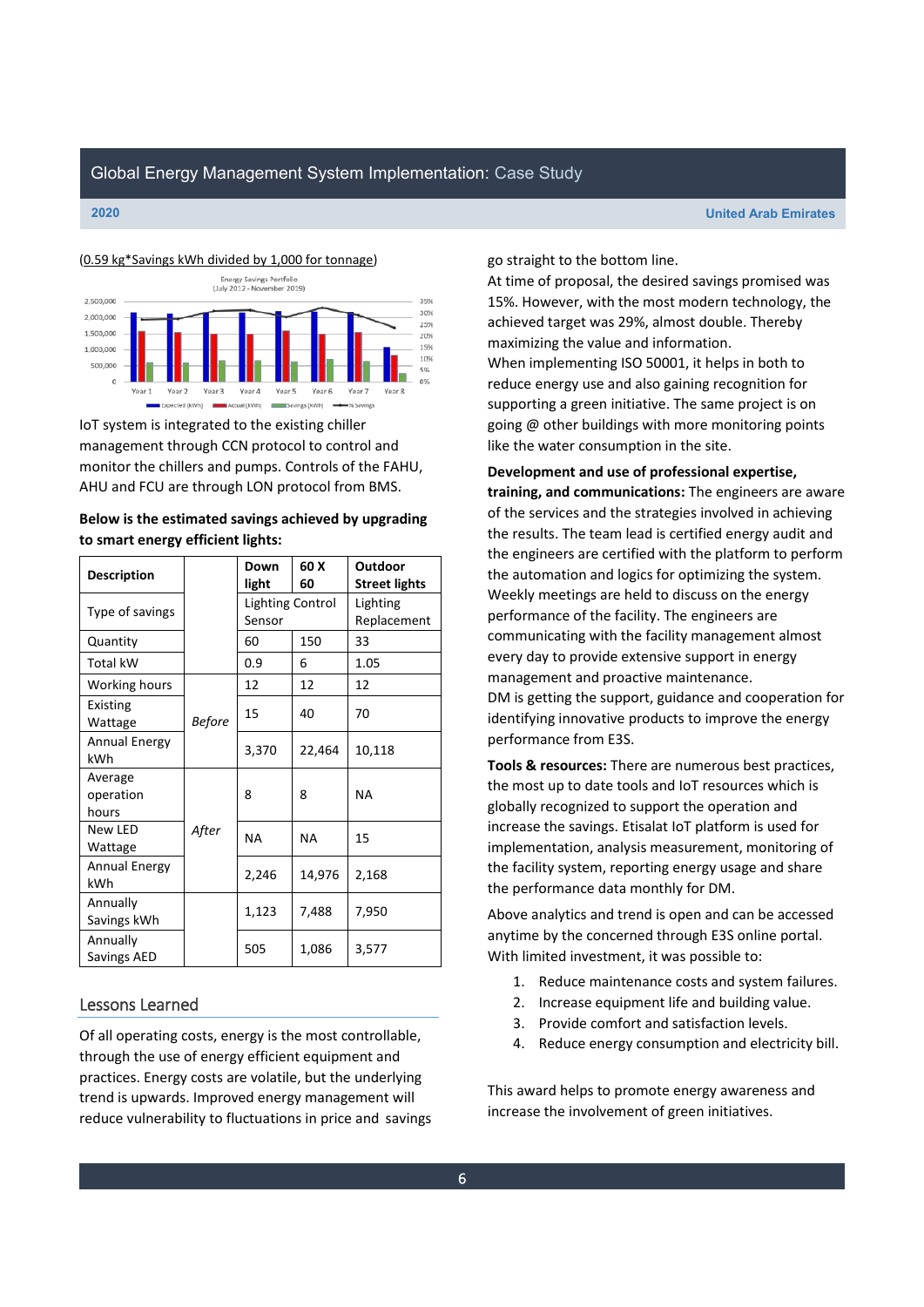(0.59 kg*Savings kWh divided by 1,000 for tonnage)

Energy Savings Portfolio
(July 2012 - November 2019)

2,500,000
2,000,000
1,500,000
1,000,000
500,000
0

35%
30%
25%
20%
15%
10%
5%
0%

Year 1 Year 2 Year 3 Year 4 Year 5 Year 6 Year 7 Year 8

Expected (kWh) Actual (kWh) Savings (kWh) % Savings

IoT system is integrated to the existing chiller management through CCN protocol to control and monitor the chillers and pumps. Controls of the FAHU, AHU and FCU are through LON protocol from BMS.

**Below is the estimated savings achieved by upgrading to smart energy efficient lights:**

| Description | | Down light | 60 X 60 | Outdoor Street lights |
|---|---|---|---|---|
| Type of savings | | Lighting Control Sensor | | Lighting Replacement |
| Quantity | | 60 | 150 | 33 |
| Total kW | | 0.9 | 6 | 1.05 |
| Working hours | *Before* | 12 | 12 | 12 |
| Existing Wattage | | 15 | 40 | 70 |
| Annual Energy kWh | | 3,370 | 22,464 | 10,118 |
| Average operation hours | *After* | 8 | 8 | NA |
| New LED Wattage | | NA | NA | 15 |
| Annual Energy kWh | | 2,246 | 14,976 | 2,168 |
| Annually Savings kWh | | 1,123 | 7,488 | 7,950 |
| Annually Savings AED | | 505 | 1,086 | 3,577 |

## Lessons Learned

Of all operating costs, energy is the most controllable, through the use of energy efficient equipment and practices. Energy costs are volatile, but the underlying trend is upwards. Improved energy management will reduce vulnerability to fluctuations in price and savings go straight to the bottom line.

At time of proposal, the desired savings promised was 15%. However, with the most modern technology, the achieved target was 29%, almost double. Thereby maximizing the value and information.

When implementing ISO 50001, it helps in both to reduce energy use and also gaining recognition for supporting a green initiative. The same project is on going @ other buildings with more monitoring points like the water consumption in the site.

**Development and use of professional expertise, training, and communications:** The engineers are aware of the services and the strategies involved in achieving the results. The team lead is certified energy audit and the engineers are certified with the platform to perform the automation and logics for optimizing the system. Weekly meetings are held to discuss on the energy performance of the facility. The engineers are communicating with the facility management almost every day to provide extensive support in energy management and proactive maintenance.

DM is getting the support, guidance and cooperation for identifying innovative products to improve the energy performance from E3S.

**Tools & resources:** There are numerous best practices, the most up to date tools and IoT resources which is globally recognized to support the operation and increase the savings. Etisalat IoT platform is used for implementation, analysis measurement, monitoring of the facility system, reporting energy usage and share the performance data monthly for DM.

Above analytics and trend is open and can be accessed anytime by the concerned through E3S online portal. With limited investment, it was possible to:

1. Reduce maintenance costs and system failures.
2. Increase equipment life and building value.
3. Provide comfort and satisfaction levels.
4. Reduce energy consumption and electricity bill.

This award helps to promote energy awareness and increase the involvement of green initiatives.